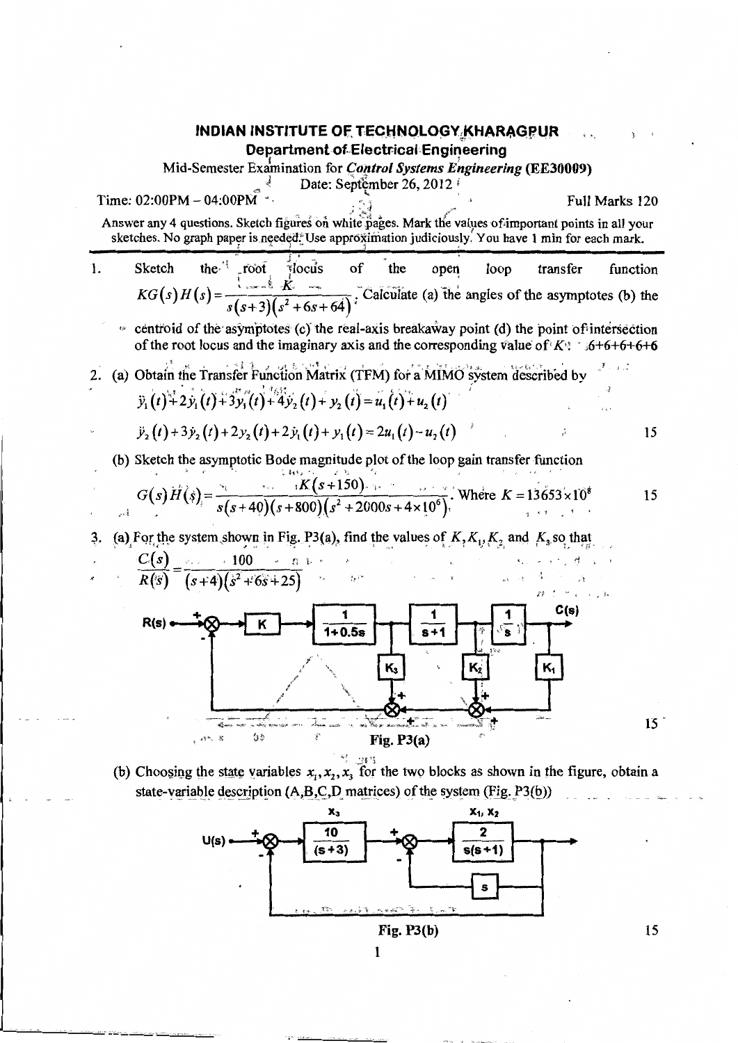# INDIAN INSTITUTE OF TECHNOLOGY KHARAGPUR

## Department of Electrical Engineering

Mid-Semester Examination for *Control Systems Engineering* (EE30009)

Date: September 26, 2012

Time: 02:00PM – 04:00PM  Full Marks 120

Answer any 4 questions. Sketch figures on white pages. Mark the values of important points in all your sketches. No graph paper is needed. Use approximation judiciously. You have 1 min for each mark.

---

1. Sketch the root locus of the open loop transfer function $KG(s)H(s) = \dfrac{K}{s(s+3)(s^2+6s+64)}$; Calculate (a) the angles of the asymptotes (b) the centroid of the asymptotes (c) the real-axis breakaway point (d) the point of intersection of the root locus and the imaginary axis and the corresponding value of $K$: 6+6+6+6+6

2. (a) Obtain the Transfer Function Matrix (TFM) for a MIMO system described by

$$\ddot{y}_1(t) + 2\dot{y}_1(t) + 3y_1(t) + 4\dot{y}_2(t) + y_2(t) = u_1(t) + u_2(t)$$

$$\ddot{y}_2(t) + 3\dot{y}_2(t) + 2y_2(t) + 2\dot{y}_1(t) + y_1(t) = 2u_1(t) - u_2(t)$$ 15

(b) Sketch the asymptotic Bode magnitude plot of the loop gain transfer function

$$G(s)H(s) = \frac{K(s+150)}{s(s+40)(s+800)(s^2+2000s+4\times10^6)}.$$ Where $K = 13653\times10^8$ 15

3. (a) For the system shown in Fig. P3(a), find the values of $K, K_1, K_2$ and $K_3$ so that

$$\frac{C(s)}{R(s)} = \frac{100}{(s+4)(s^2+6s+25)}$$

Fig. P3(a) 15

(b) Choosing the state variables $x_1, x_2, x_3$ for the two blocks as shown in the figure, obtain a state-variable description (A,B,C,D matrices) of the system (Fig. P3(b))

Fig. P3(b) 15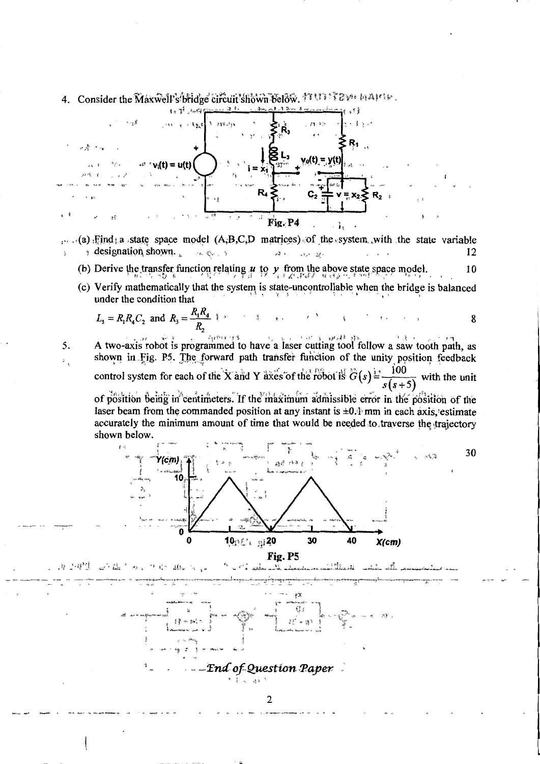4. Consider the Maxwell's bridge circuit shown below.

$v_i(t) = u(t)$

$R_3$

$R_1$

$L_3$

$i = x_1$

$v_o(t) = y(t)$

$R_4$

$C_2$

$v = x_2$

$R_2$

Fig. P4

(a) Find a state space model (A,B,C,D matrices) of the system with the state variable designation shown. 12

(b) Derive the transfer function relating $u$ to $y$ from the above state space model. 10

(c) Verify mathematically that the system is state-uncontrollable when the bridge is balanced under the condition that

$$L_3 = R_1 R_4 C_2 \text{ and } R_3 = \frac{R_1 R_4}{R_2}$$ 8

5. A two-axis robot is programmed to have a laser cutting tool follow a saw tooth path, as shown in Fig. P5. The forward path transfer function of the unity position feedback control system for each of the X and Y axes of the robot is $G(s) = \dfrac{100}{s(s+5)}$ with the unit of position being in centimeters. If the maximum admissible error in the position of the laser beam from the commanded position at any instant is $\pm 0.1$ mm in each axis, estimate accurately the minimum amount of time that would be needed to traverse the trajectory shown below. 30

Y(cm)

10

0

0 10 20 30 40 X(cm)

Fig. P5

*End of Question Paper*